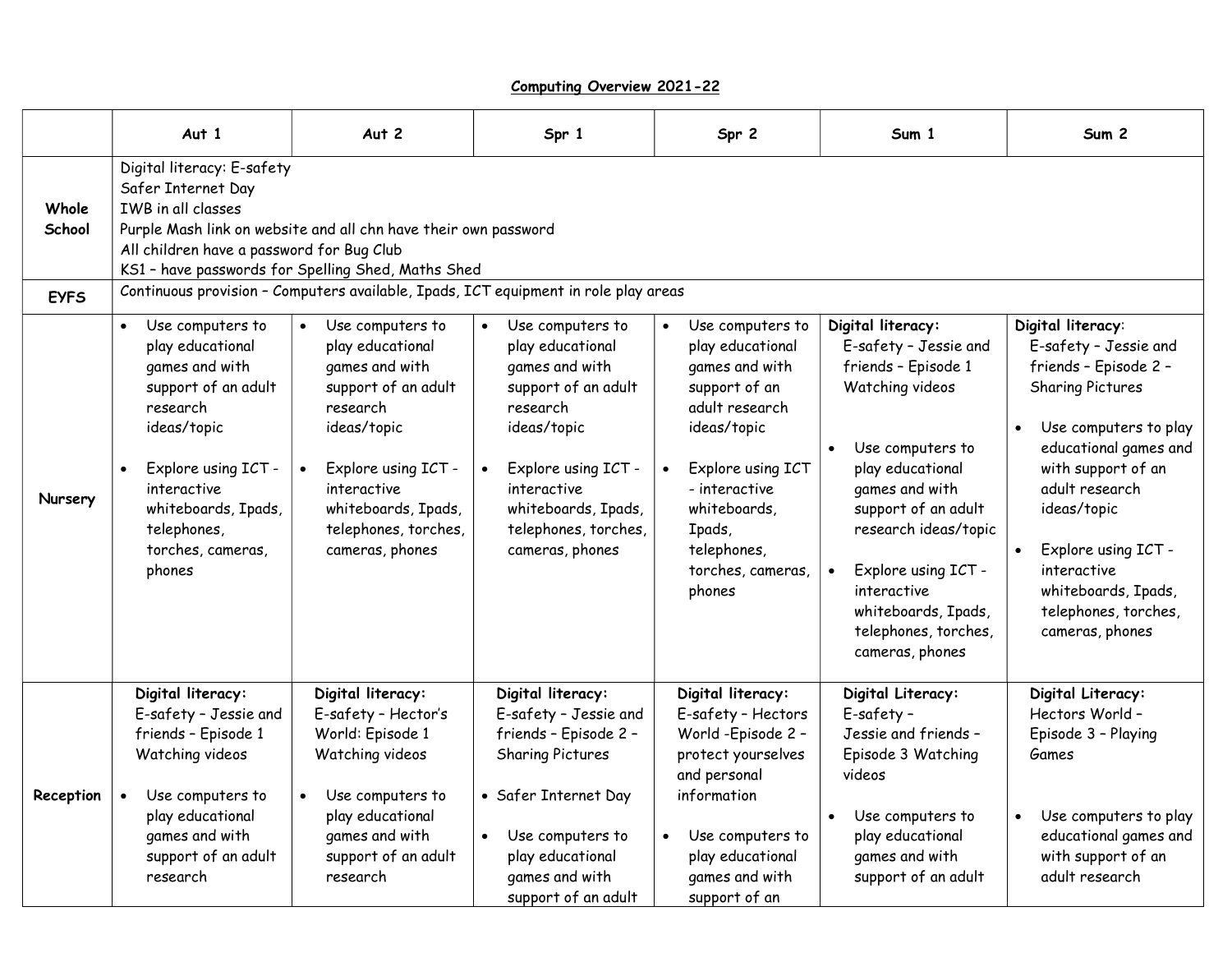**Computing Overview 2021-22**

| | Aut 1 | Aut 2 | Spr 1 | Spr 2 | Sum 1 | Sum 2 |
|---|---|---|---|---|---|---|
| **Whole School** | Digital literacy: E-safety<br>Safer Internet Day<br>IWB in all classes<br>Purple Mash link on website and all chn have their own password<br>All children have a password for Bug Club<br>KS1 – have passwords for Spelling Shed, Maths Shed | | | | | |
| **EYFS** | Continuous provision – Computers available, Ipads, ICT equipment in role play areas | | | | | |
| **Nursery** | • Use computers to play educational games and with support of an adult research ideas/topic<br><br>• Explore using ICT - interactive whiteboards, Ipads, telephones, torches, cameras, phones | • Use computers to play educational games and with support of an adult research ideas/topic<br><br>• Explore using ICT - interactive whiteboards, Ipads, telephones, torches, cameras, phones | • Use computers to play educational games and with support of an adult research ideas/topic<br><br>• Explore using ICT - interactive whiteboards, Ipads, telephones, torches, cameras, phones | • Use computers to play educational games and with support of an adult research ideas/topic<br><br>• Explore using ICT - interactive whiteboards, Ipads, telephones, torches, cameras, phones | **Digital literacy:**<br>E-safety – Jessie and friends – Episode 1 Watching videos<br><br>• Use computers to play educational games and with support of an adult research ideas/topic<br><br>• Explore using ICT - interactive whiteboards, Ipads, telephones, torches, cameras, phones | **Digital literacy**:<br>E-safety – Jessie and friends – Episode 2 – Sharing Pictures<br><br>• Use computers to play educational games and with support of an adult research ideas/topic<br><br>• Explore using ICT - interactive whiteboards, Ipads, telephones, torches, cameras, phones |
| **Reception** | **Digital literacy:**<br>E-safety – Jessie and friends – Episode 1 Watching videos<br><br>• Use computers to play educational games and with support of an adult research | **Digital literacy:**<br>E-safety – Hector's World: Episode 1 Watching videos<br><br>• Use computers to play educational games and with support of an adult research | **Digital literacy:**<br>E-safety – Jessie and friends – Episode 2 – Sharing Pictures<br><br>• Safer Internet Day<br><br>• Use computers to play educational games and with support of an adult | **Digital literacy:**<br>E-safety – Hectors World -Episode 2 – protect yourselves and personal information<br><br>• Use computers to play educational games and with support of an | **Digital Literacy:**<br>E-safety –<br>Jessie and friends – Episode 3 Watching videos<br><br>• Use computers to play educational games and with support of an adult | **Digital Literacy:**<br>Hectors World – Episode 3 – Playing Games<br><br>• Use computers to play educational games and with support of an adult research |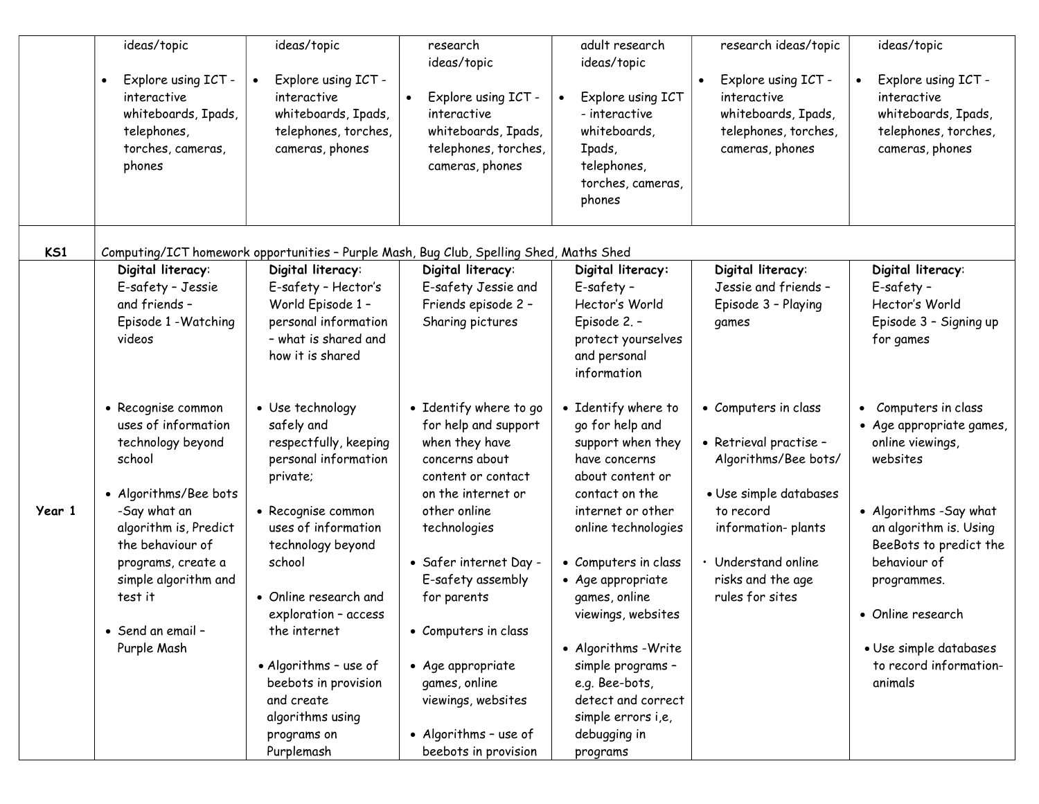| | | | | | | |
|---|---|---|---|---|---|---|
| | ideas/topic<br><br>• Explore using ICT - interactive whiteboards, Ipads, telephones, torches, cameras, phones | ideas/topic<br><br>• Explore using ICT - interactive whiteboards, Ipads, telephones, torches, cameras, phones | research ideas/topic<br><br>• Explore using ICT - interactive whiteboards, Ipads, telephones, torches, cameras, phones | adult research ideas/topic<br><br>• Explore using ICT - interactive whiteboards, Ipads, telephones, torches, cameras, phones | research ideas/topic<br><br>• Explore using ICT - interactive whiteboards, Ipads, telephones, torches, cameras, phones | ideas/topic<br><br>• Explore using ICT - interactive whiteboards, Ipads, telephones, torches, cameras, phones |
| **KS1** | Computing/ICT homework opportunities – Purple Mash, Bug Club, Spelling Shed, Maths Shed | | | | | |
| **Year 1** | **Digital literacy**: E-safety – Jessie and friends – Episode 1 -Watching videos<br><br>• Recognise common uses of information technology beyond school<br>• Algorithms/Bee bots -Say what an algorithm is, Predict the behaviour of programs, create a simple algorithm and test it<br>• Send an email – Purple Mash | **Digital literacy**: E-safety – Hector's World Episode 1 – personal information – what is shared and how it is shared<br><br>• Use technology safely and respectfully, keeping personal information private;<br>• Recognise common uses of information technology beyond school<br>• Online research and exploration – access the internet<br>• Algorithms – use of beebots in provision and create algorithms using programs on Purplemash | **Digital literacy**: E-safety Jessie and Friends episode 2 – Sharing pictures<br><br>• Identify where to go for help and support when they have concerns about content or contact on the internet or other online technologies<br>• Safer internet Day - E-safety assembly for parents<br>• Computers in class<br>• Age appropriate games, online viewings, websites<br>• Algorithms – use of beebots in provision | **Digital literacy:** E-safety – Hector's World Episode 2. – protect yourselves and personal information<br><br>• Identify where to go for help and support when they have concerns about content or contact on the internet or other online technologies<br>• Computers in class<br>• Age appropriate games, online viewings, websites<br>• Algorithms -Write simple programs – e.g. Bee-bots, detect and correct simple errors i,e, debugging in programs | **Digital literacy**: Jessie and friends – Episode 3 – Playing games<br><br>• Computers in class<br>• Retrieval practise – Algorithms/Bee bots/<br>• Use simple databases to record information- plants<br>• Understand online risks and the age rules for sites | **Digital literacy**: E-safety – Hector's World Episode 3 – Signing up for games<br><br>• Computers in class<br>• Age appropriate games, online viewings, websites<br>• Algorithms -Say what an algorithm is. Using BeeBots to predict the behaviour of programmes.<br>• Online research<br>• Use simple databases to record information- animals |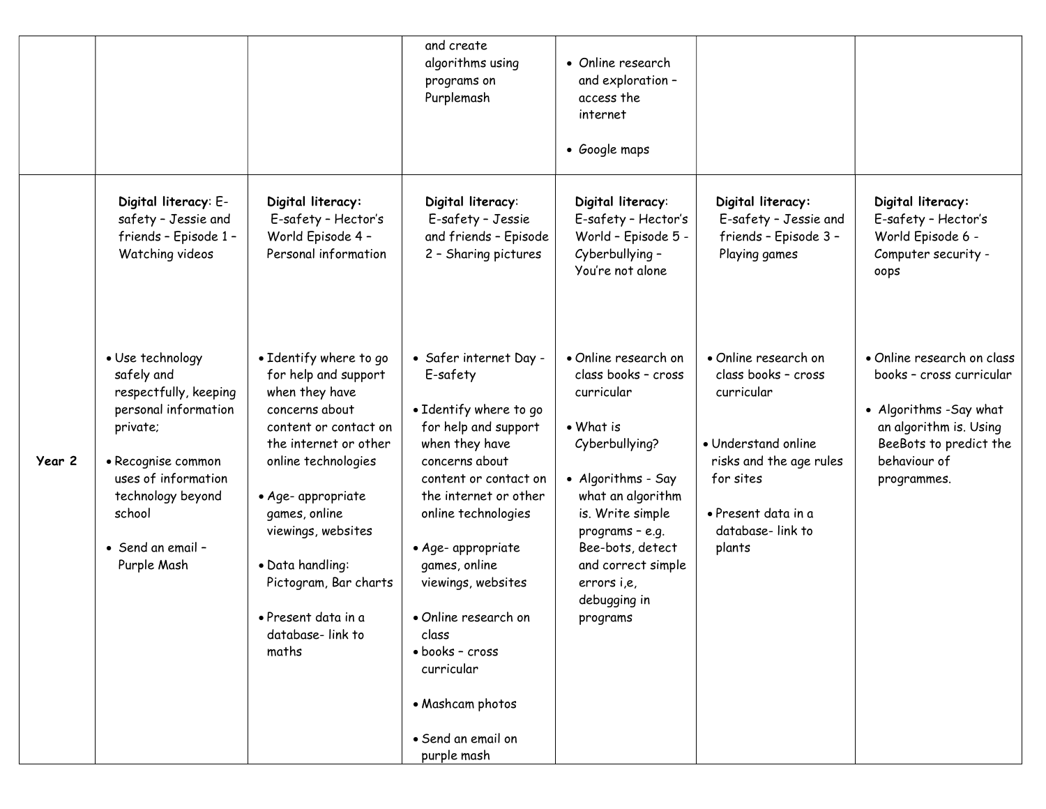| | | | | | | |
|---|---|---|---|---|---|---|
| | | | and create algorithms using programs on Purplemash | • Online research and exploration – access the internet<br><br>• Google maps | | |
| **Year 2** | **Digital literacy**: E-safety – Jessie and friends – Episode 1 – Watching videos<br><br>• Use technology safely and respectfully, keeping personal information private;<br><br>• Recognise common uses of information technology beyond school<br><br>• Send an email – Purple Mash | **Digital literacy:** E-safety – Hector's World Episode 4 – Personal information<br><br>• Identify where to go for help and support when they have concerns about content or contact on the internet or other online technologies<br><br>• Age- appropriate games, online viewings, websites<br><br>• Data handling: Pictogram, Bar charts<br><br>• Present data in a database- link to maths | **Digital literacy**: E-safety – Jessie and friends – Episode 2 – Sharing pictures<br><br>• Safer internet Day - E-safety<br><br>• Identify where to go for help and support when they have concerns about content or contact on the internet or other online technologies<br><br>• Age- appropriate games, online viewings, websites<br><br>• Online research on class<br>• books – cross curricular<br><br>• Mashcam photos<br><br>• Send an email on purple mash | **Digital literacy**: E-safety – Hector's World – Episode 5 - Cyberbullying – You're not alone<br><br>• Online research on class books – cross curricular<br><br>• What is Cyberbullying?<br><br>• Algorithms - Say what an algorithm is. Write simple programs – e.g. Bee-bots, detect and correct simple errors i,e, debugging in programs | **Digital literacy:** E-safety – Jessie and friends – Episode 3 – Playing games<br><br>• Online research on class books – cross curricular<br><br>• Understand online risks and the age rules for sites<br><br>• Present data in a database- link to plants | **Digital literacy:** E-safety – Hector's World Episode 6 - Computer security - oops<br><br>• Online research on class books – cross curricular<br><br>• Algorithms -Say what an algorithm is. Using BeeBots to predict the behaviour of programmes. |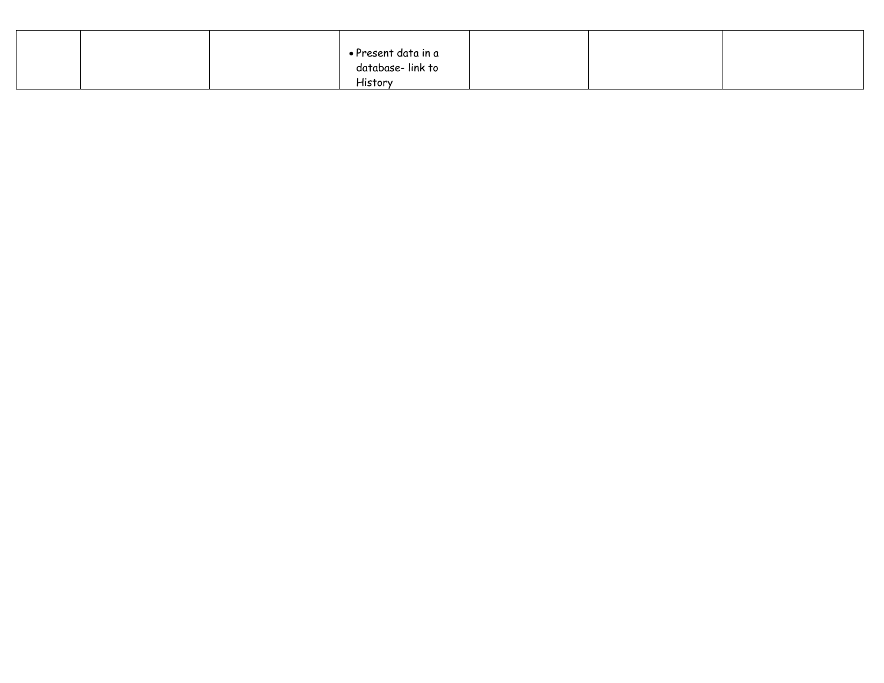| | | | | | | |
|---|---|---|---|---|---|---|
| | | | • Present data in a database- link to History | | | |